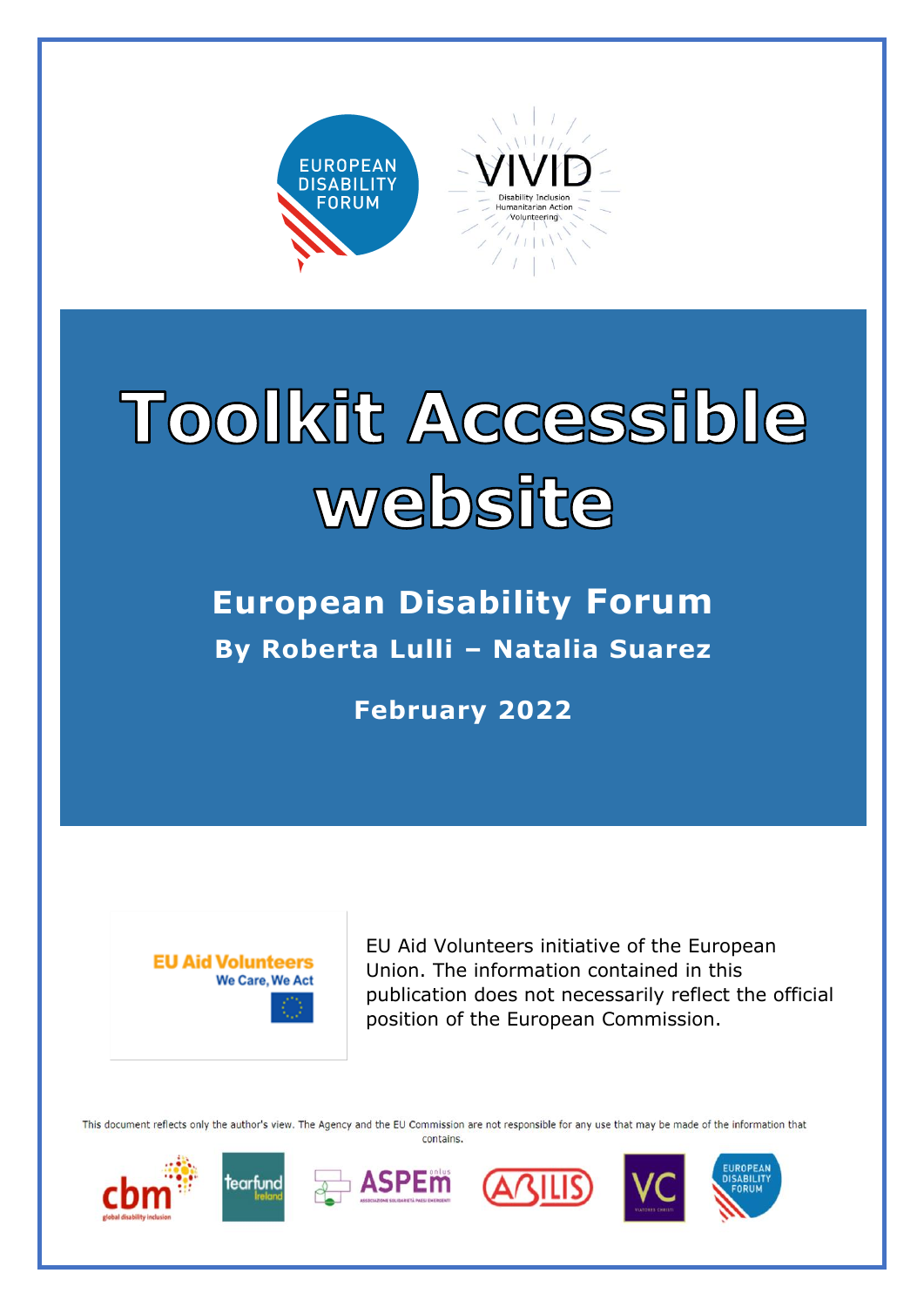# Toolkit Accessible website

## European Disability Forum

**By Roberta Lulli – Natalia Suarez**

**February 2022**

EU Aid Volunteers initiative of the European Union. The information contained in this publication does not necessarily reflect the official position of the European Commission.

This document reflects only the author's view. The Agency and the EU Commission are not responsible for any use that may be made of the information that contains.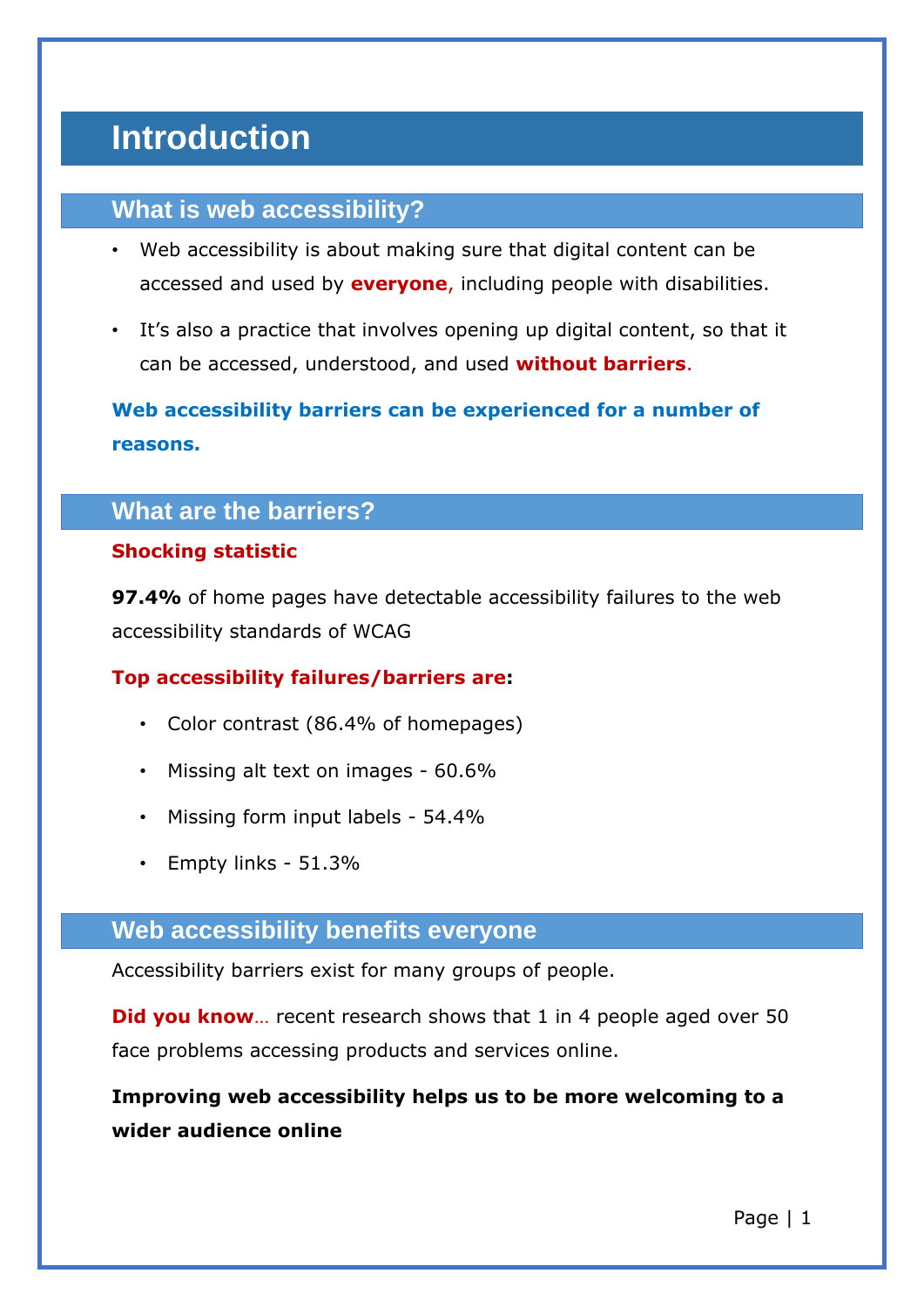# Introduction

## What is web accessibility?

- Web accessibility is about making sure that digital content can be accessed and used by **everyone**, including people with disabilities.
- It's also a practice that involves opening up digital content, so that it can be accessed, understood, and used **without barriers**.

**Web accessibility barriers can be experienced for a number of reasons.**

## What are the barriers?

**Shocking statistic**

**97.4%** of home pages have detectable accessibility failures to the web accessibility standards of WCAG

**Top accessibility failures/barriers are:**

- Color contrast (86.4% of homepages)
- Missing alt text on images - 60.6%
- Missing form input labels - 54.4%
- Empty links - 51.3%

## Web accessibility benefits everyone

Accessibility barriers exist for many groups of people.

**Did you know**… recent research shows that 1 in 4 people aged over 50 face problems accessing products and services online.

**Improving web accessibility helps us to be more welcoming to a wider audience online**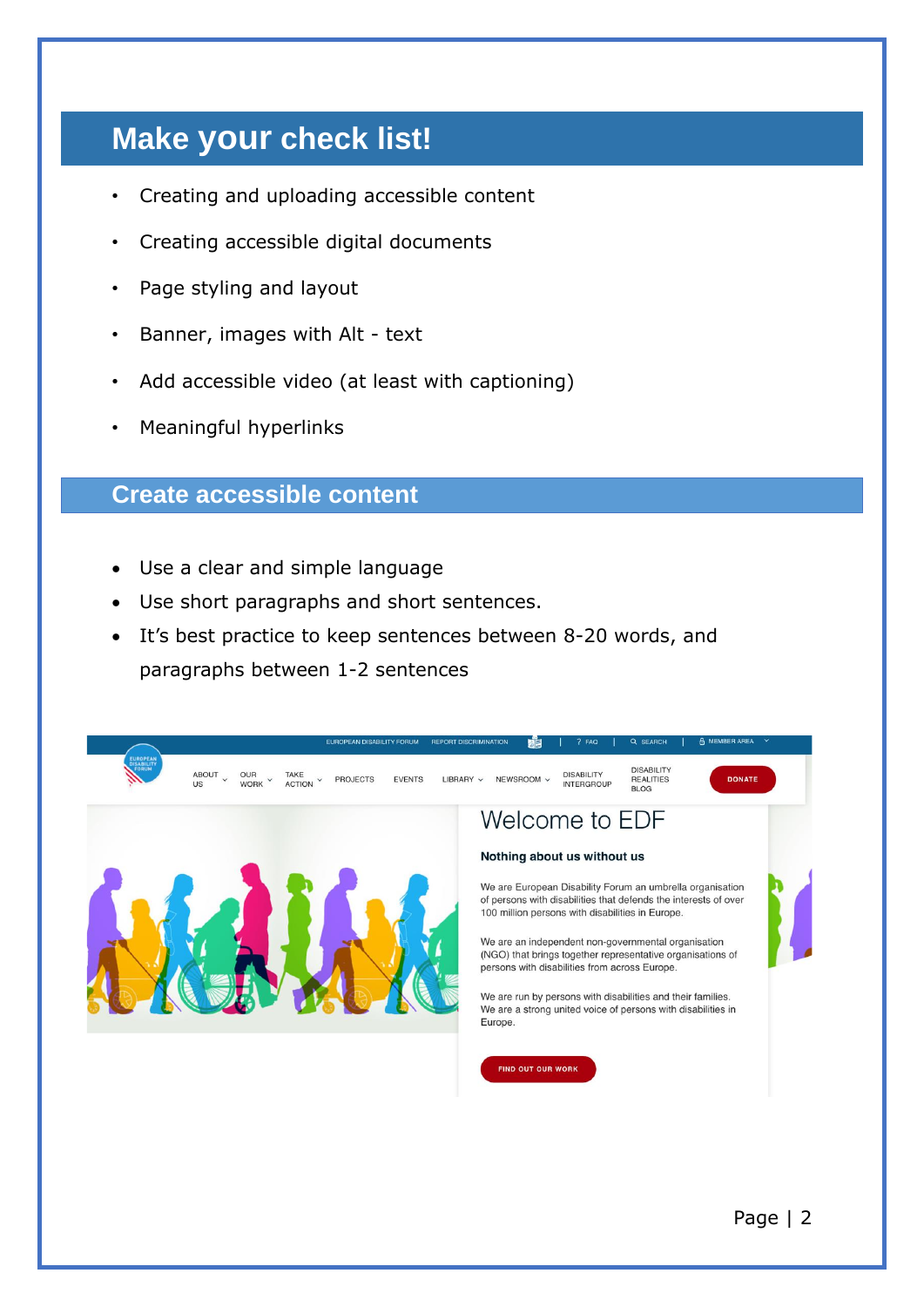## Make your check list!

- Creating and uploading accessible content
- Creating accessible digital documents
- Page styling and layout
- Banner, images with Alt - text
- Add accessible video (at least with captioning)
- Meaningful hyperlinks

### Create accessible content

- Use a clear and simple language
- Use short paragraphs and short sentences.
- It's best practice to keep sentences between 8-20 words, and paragraphs between 1-2 sentences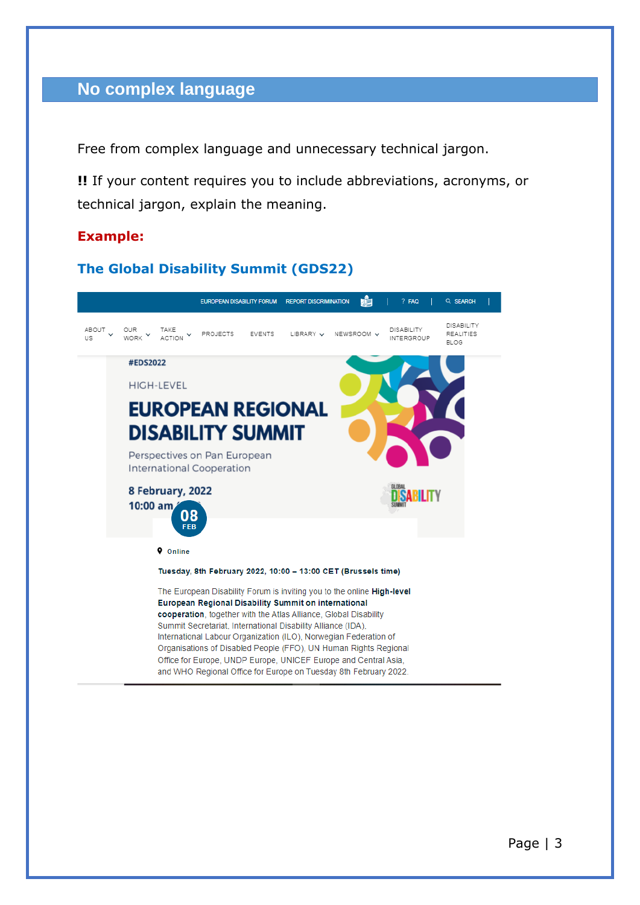## No complex language

Free from complex language and unnecessary technical jargon.

**!!** If your content requires you to include abbreviations, acronyms, or technical jargon, explain the meaning.

**Example:**

**The Global Disability Summit (GDS22)**

#EDS2022

HIGH-LEVEL

**EUROPEAN REGIONAL DISABILITY SUMMIT**

Perspectives on Pan European International Cooperation

**8 February, 2022**
**10:00 am**

08 FEB

Online

**Tuesday, 8th February 2022, 10:00 – 13:00 CET (Brussels time)**

The European Disability Forum is inviting you to the online **High-level European Regional Disability Summit on international cooperation**, together with the Atlas Alliance, Global Disability Summit Secretariat, International Disability Alliance (IDA), International Labour Organization (ILO), Norwegian Federation of Organisations of Disabled People (FFO), UN Human Rights Regional Office for Europe, UNDP Europe, UNICEF Europe and Central Asia, and WHO Regional Office for Europe on Tuesday 8th February 2022.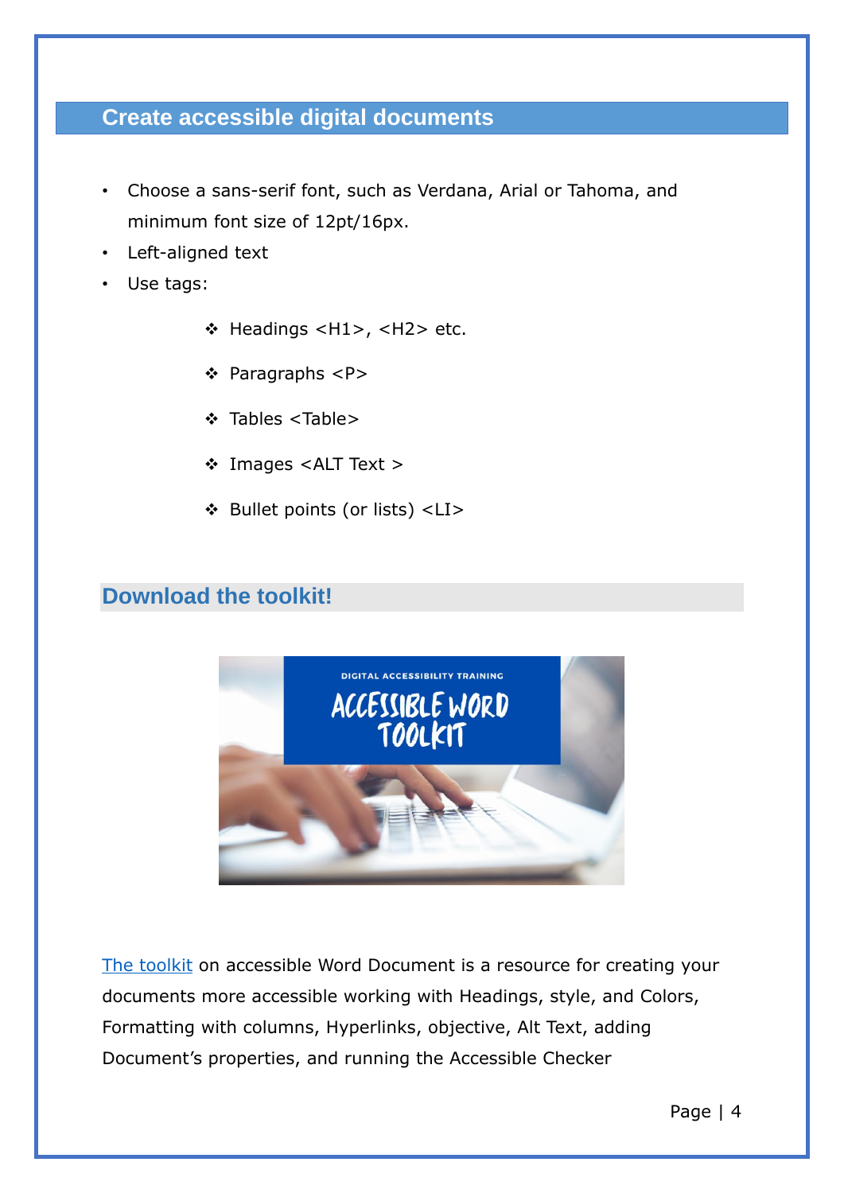## Create accessible digital documents

- Choose a sans-serif font, such as Verdana, Arial or Tahoma, and minimum font size of 12pt/16px.
- Left-aligned text
- Use tags:
  - Headings <H1>, <H2> etc.
  - Paragraphs <P>
  - Tables <Table>
  - Images <ALT Text >
  - Bullet points (or lists) <LI>

## Download the toolkit!

The toolkit on accessible Word Document is a resource for creating your documents more accessible working with Headings, style, and Colors, Formatting with columns, Hyperlinks, objective, Alt Text, adding Document's properties, and running the Accessible Checker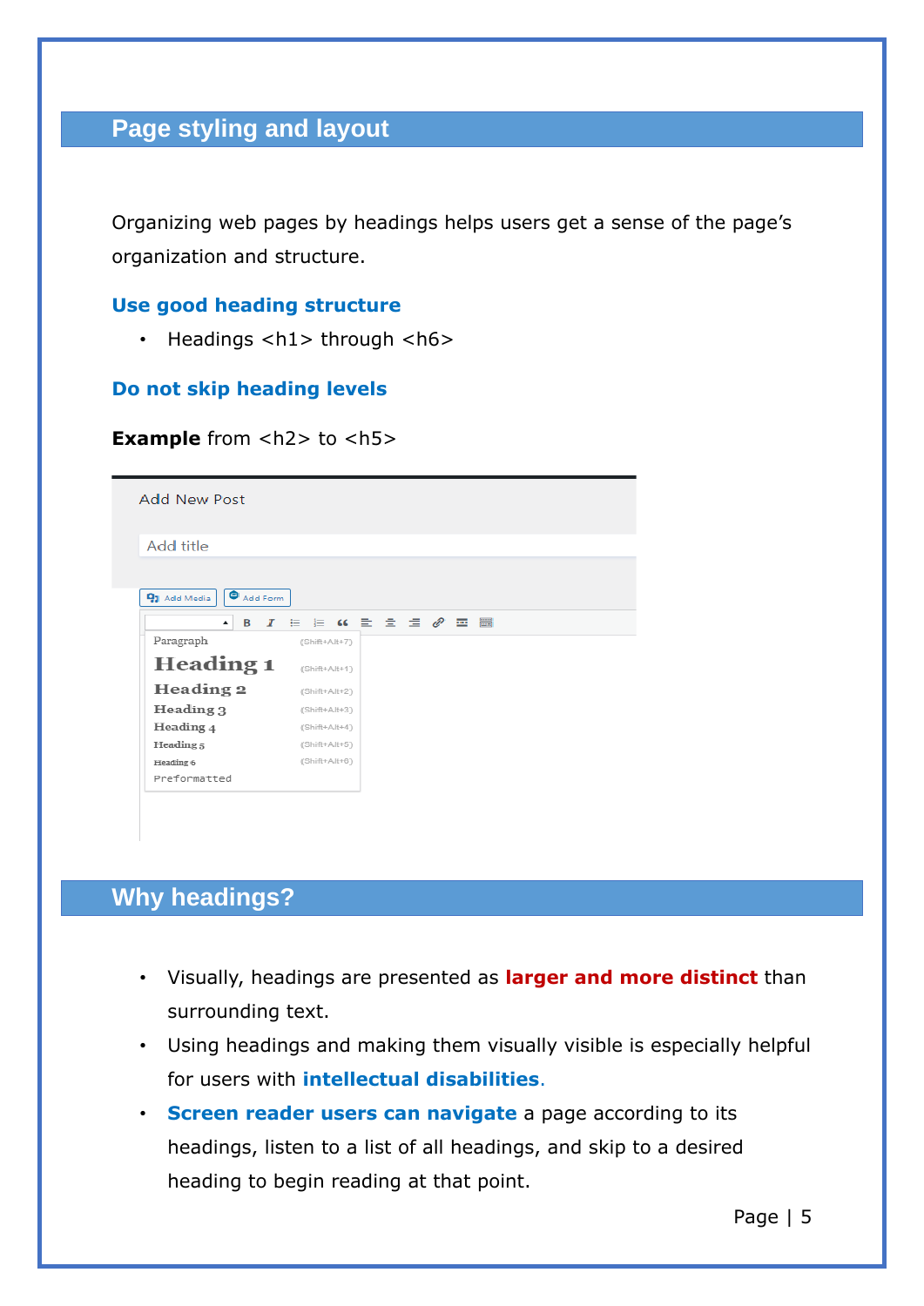## Page styling and layout

Organizing web pages by headings helps users get a sense of the page's organization and structure.

### Use good heading structure

- Headings <h1> through <h6>

### Do not skip heading levels

**Example** from <h2> to <h5>

## Why headings?

- Visually, headings are presented as **larger and more distinct** than surrounding text.
- Using headings and making them visually visible is especially helpful for users with **intellectual disabilities**.
- **Screen reader users can navigate** a page according to its headings, listen to a list of all headings, and skip to a desired heading to begin reading at that point.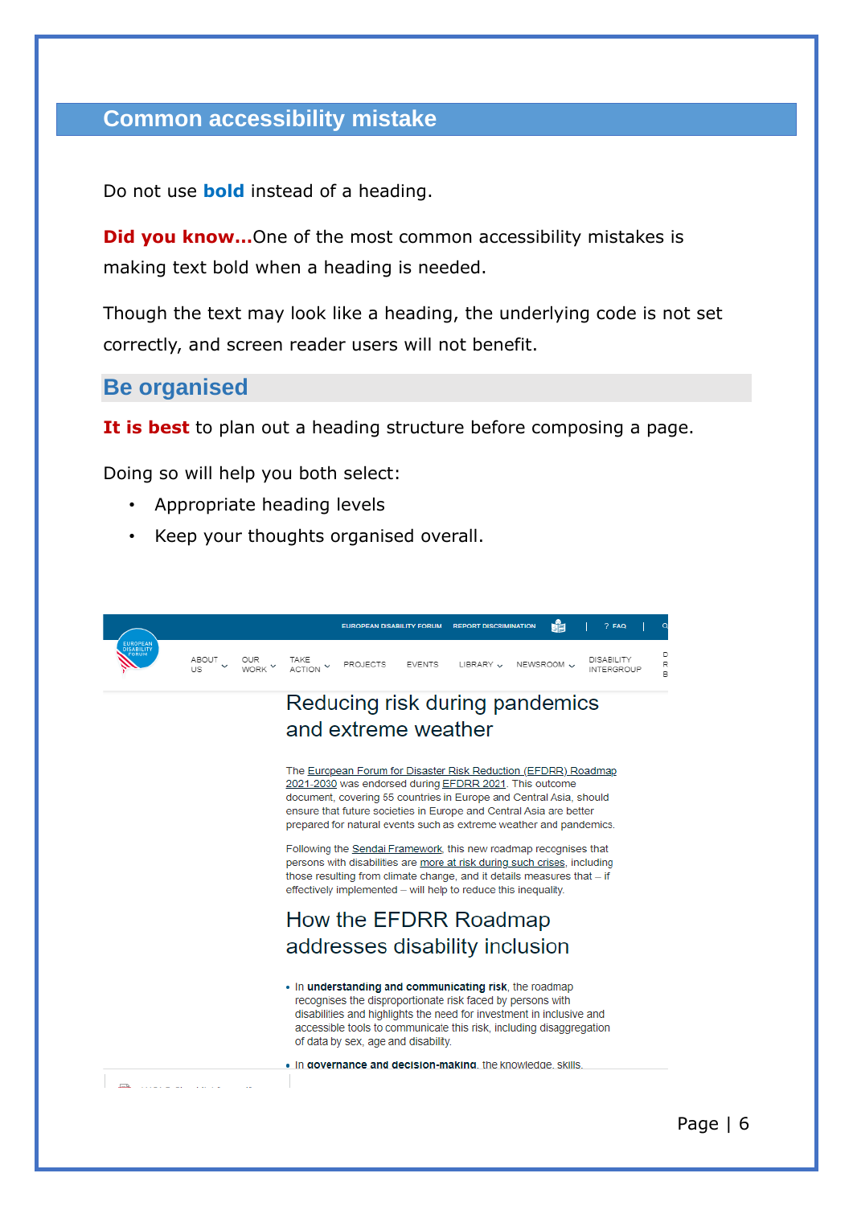## Common accessibility mistake

Do not use **bold** instead of a heading.

**Did you know…**One of the most common accessibility mistakes is making text bold when a heading is needed.

Though the text may look like a heading, the underlying code is not set correctly, and screen reader users will not benefit.

### Be organised

**It is best** to plan out a heading structure before composing a page.

Doing so will help you both select:

- Appropriate heading levels
- Keep your thoughts organised overall.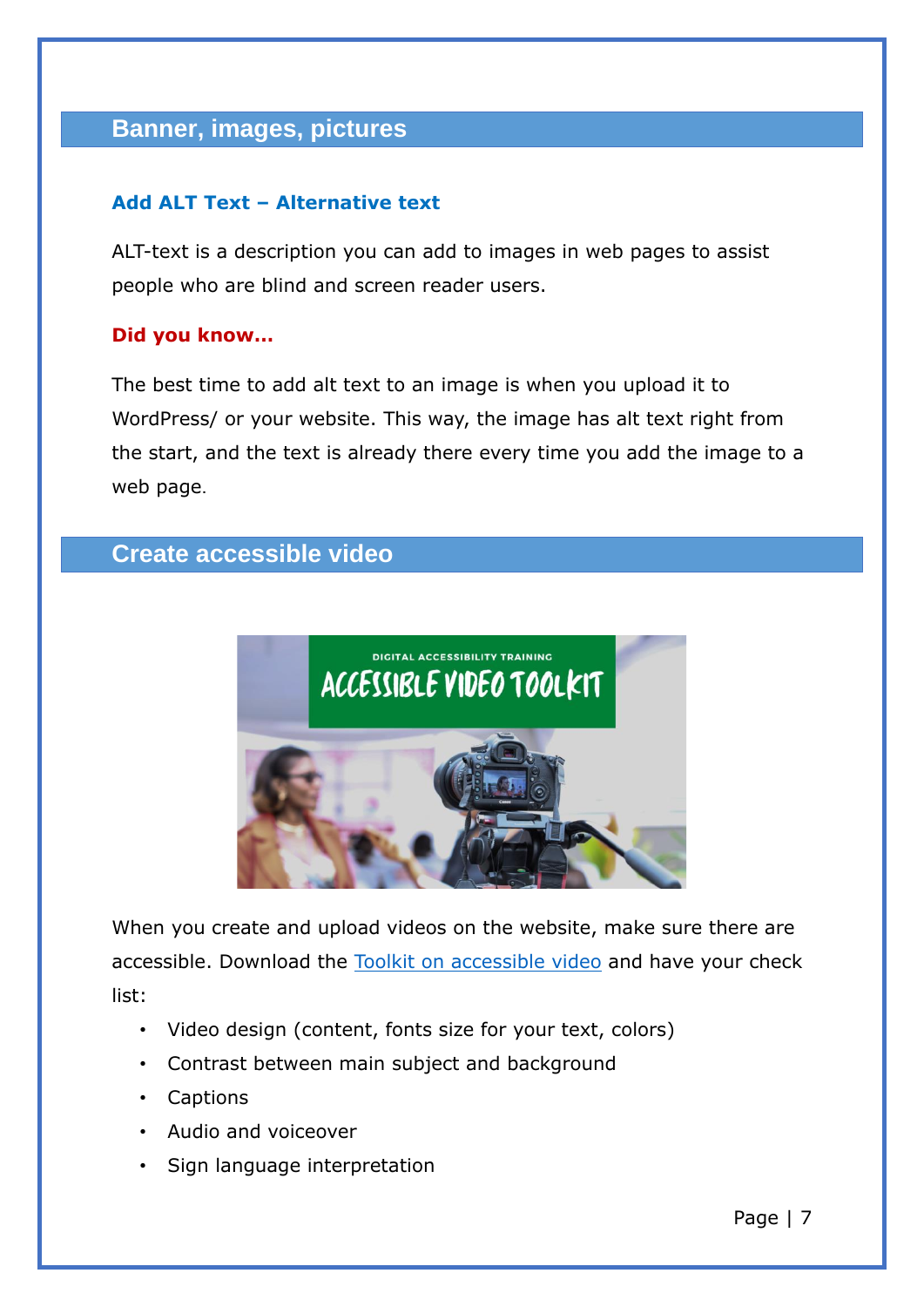## Banner, images, pictures

### Add ALT Text – Alternative text

ALT-text is a description you can add to images in web pages to assist people who are blind and screen reader users.

**Did you know…**

The best time to add alt text to an image is when you upload it to WordPress/ or your website. This way, the image has alt text right from the start, and the text is already there every time you add the image to a web page.

## Create accessible video

When you create and upload videos on the website, make sure there are accessible. Download the Toolkit on accessible video and have your check list:

- Video design (content, fonts size for your text, colors)
- Contrast between main subject and background
- Captions
- Audio and voiceover
- Sign language interpretation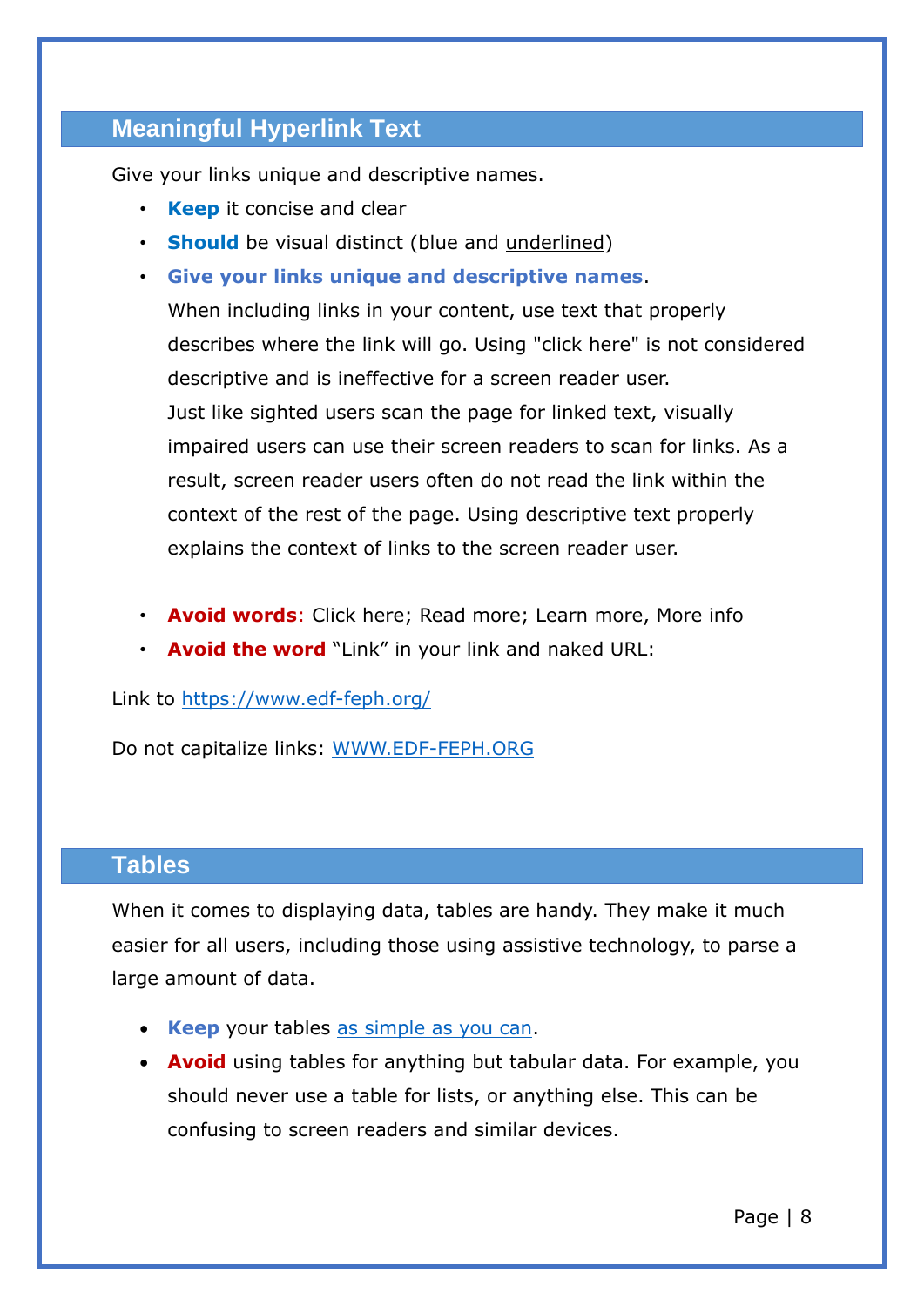## Meaningful Hyperlink Text

Give your links unique and descriptive names.

- **Keep** it concise and clear
- **Should** be visual distinct (blue and underlined)
- **Give your links unique and descriptive names**.
  When including links in your content, use text that properly describes where the link will go. Using "click here" is not considered descriptive and is ineffective for a screen reader user.
  Just like sighted users scan the page for linked text, visually impaired users can use their screen readers to scan for links. As a result, screen reader users often do not read the link within the context of the rest of the page. Using descriptive text properly explains the context of links to the screen reader user.

- **Avoid words**: Click here; Read more; Learn more, More info
- **Avoid the word** “Link” in your link and naked URL:

Link to https://www.edf-feph.org/

Do not capitalize links: WWW.EDF-FEPH.ORG

## Tables

When it comes to displaying data, tables are handy. They make it much easier for all users, including those using assistive technology, to parse a large amount of data.

- **Keep** your tables as simple as you can.
- **Avoid** using tables for anything but tabular data. For example, you should never use a table for lists, or anything else. This can be confusing to screen readers and similar devices.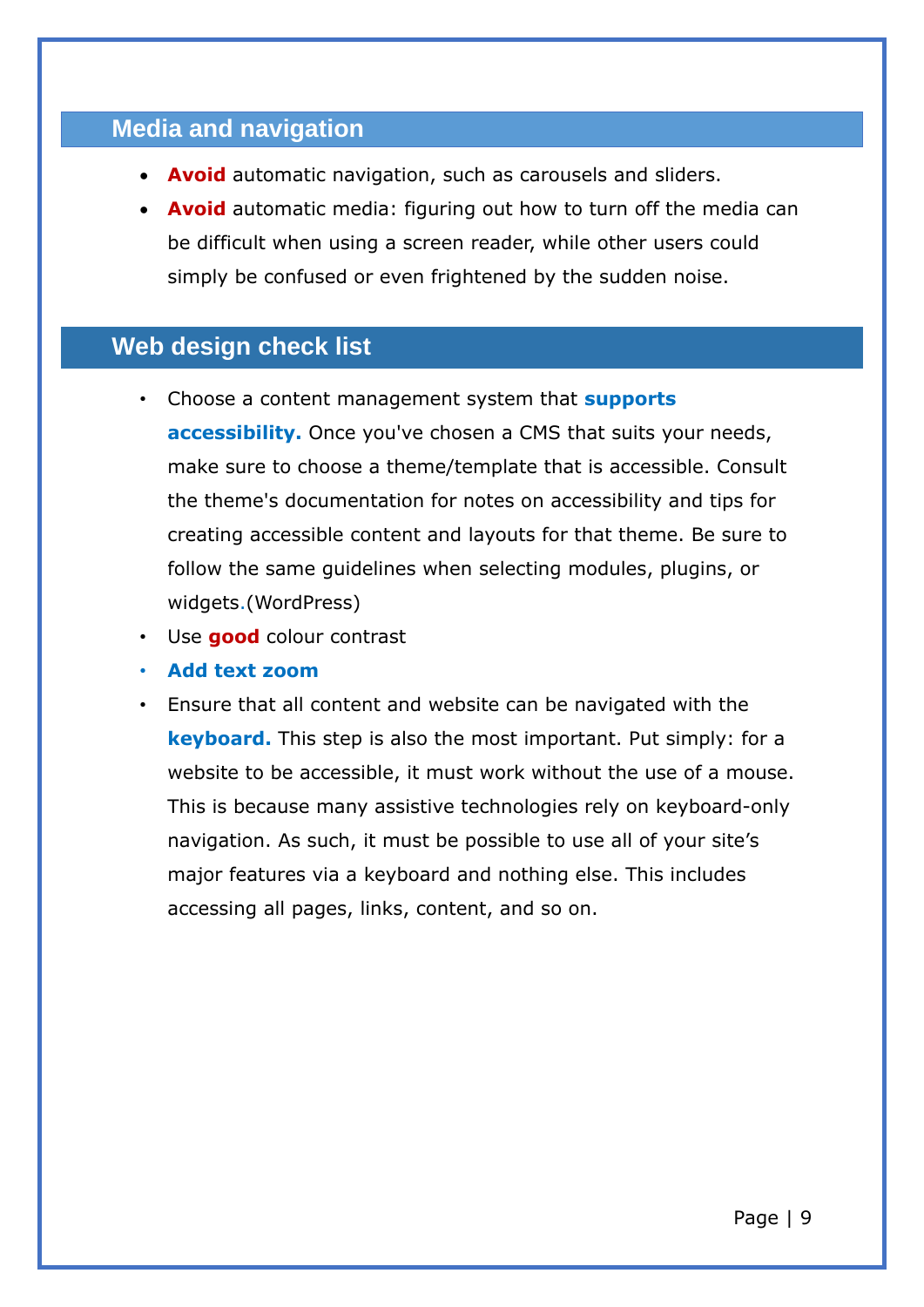## Media and navigation

- **Avoid** automatic navigation, such as carousels and sliders.
- **Avoid** automatic media: figuring out how to turn off the media can be difficult when using a screen reader, while other users could simply be confused or even frightened by the sudden noise.

## Web design check list

- Choose a content management system that **supports accessibility.** Once you've chosen a CMS that suits your needs, make sure to choose a theme/template that is accessible. Consult the theme's documentation for notes on accessibility and tips for creating accessible content and layouts for that theme. Be sure to follow the same guidelines when selecting modules, plugins, or widgets.(WordPress)
- Use **good** colour contrast
- **Add text zoom**
- Ensure that all content and website can be navigated with the **keyboard.** This step is also the most important. Put simply: for a website to be accessible, it must work without the use of a mouse. This is because many assistive technologies rely on keyboard-only navigation. As such, it must be possible to use all of your site's major features via a keyboard and nothing else. This includes accessing all pages, links, content, and so on.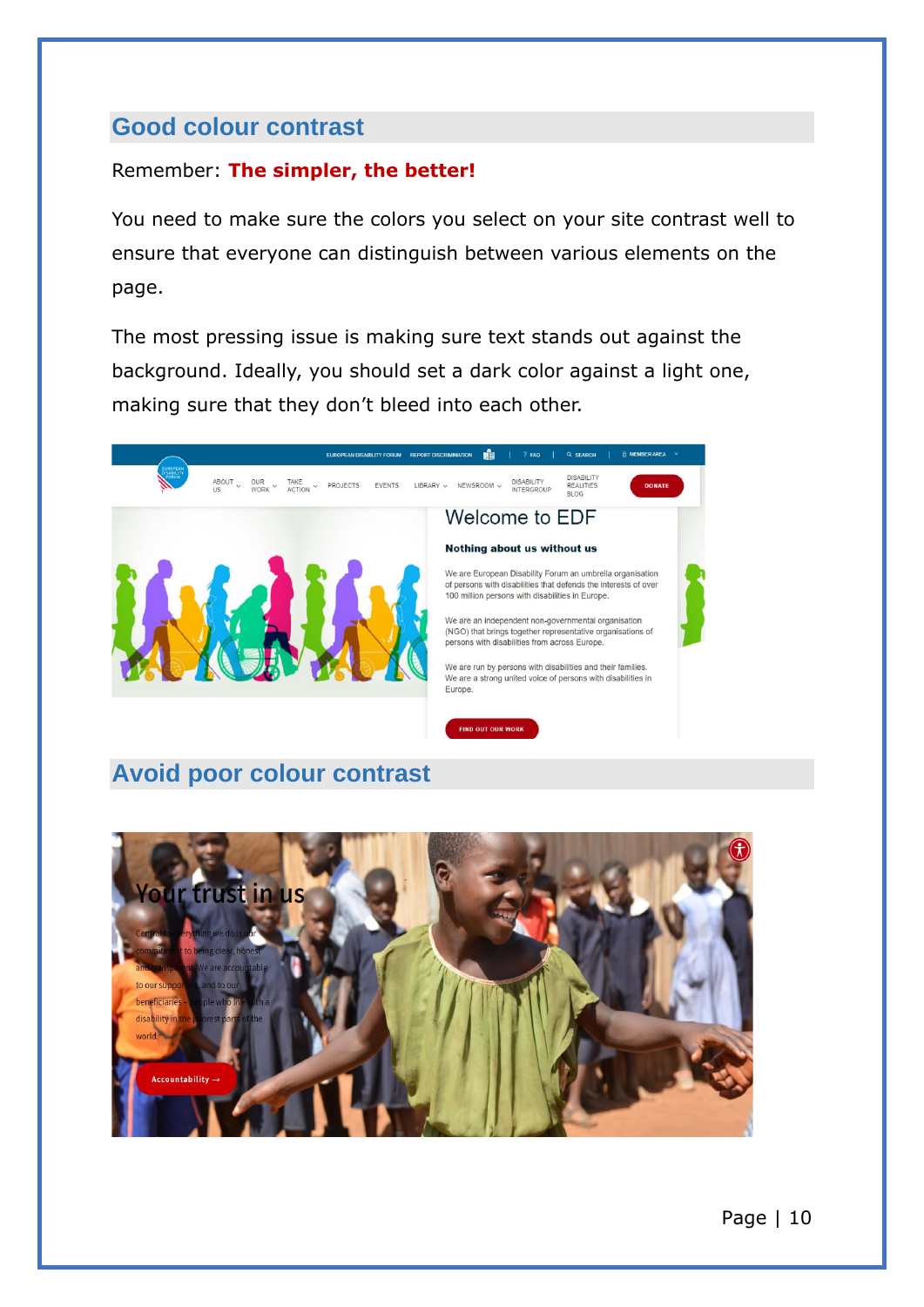## Good colour contrast

Remember: **The simpler, the better!**

You need to make sure the colors you select on your site contrast well to ensure that everyone can distinguish between various elements on the page.

The most pressing issue is making sure text stands out against the background. Ideally, you should set a dark color against a light one, making sure that they don't bleed into each other.

## Avoid poor colour contrast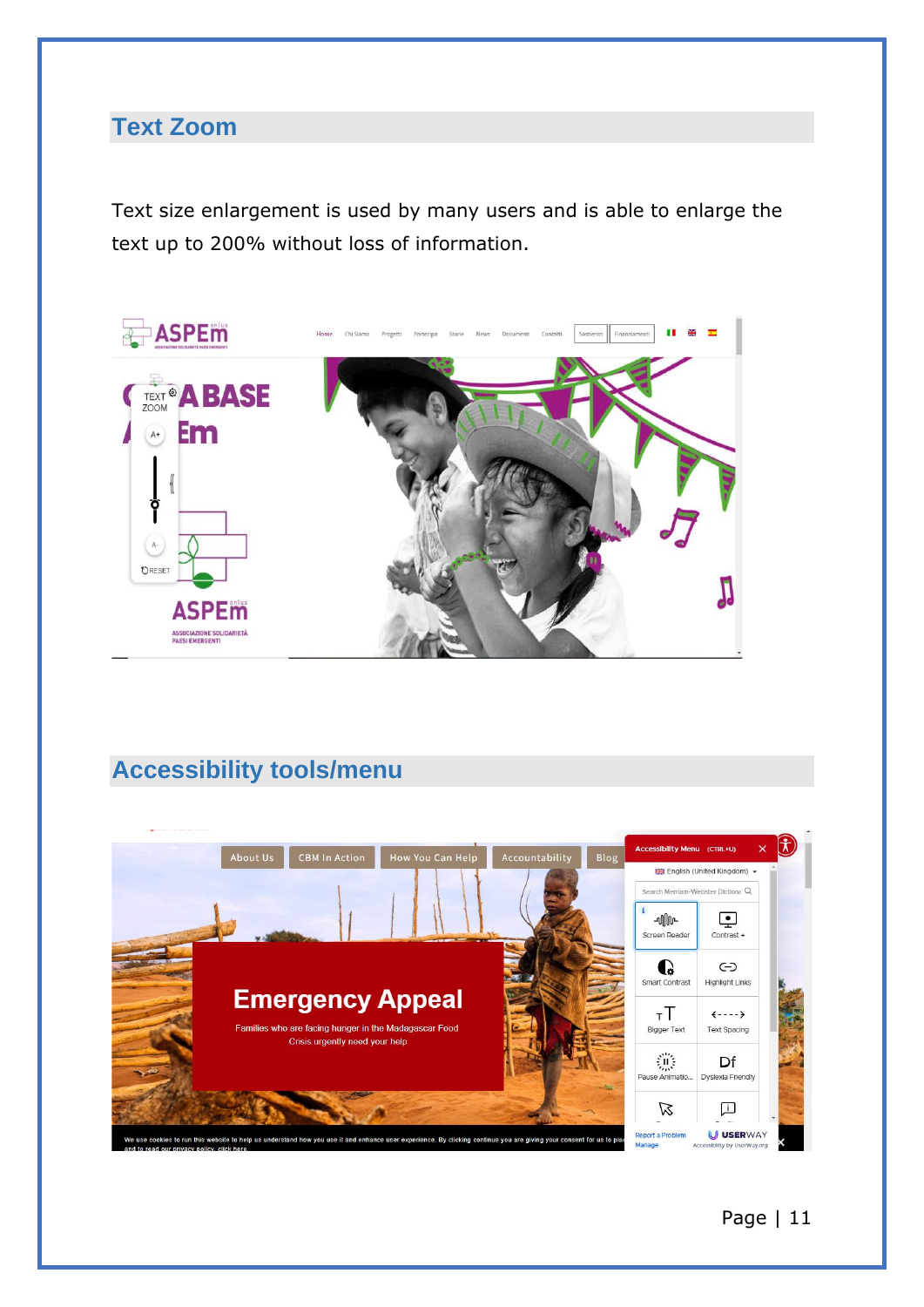## Text Zoom

Text size enlargement is used by many users and is able to enlarge the text up to 200% without loss of information.

## Accessibility tools/menu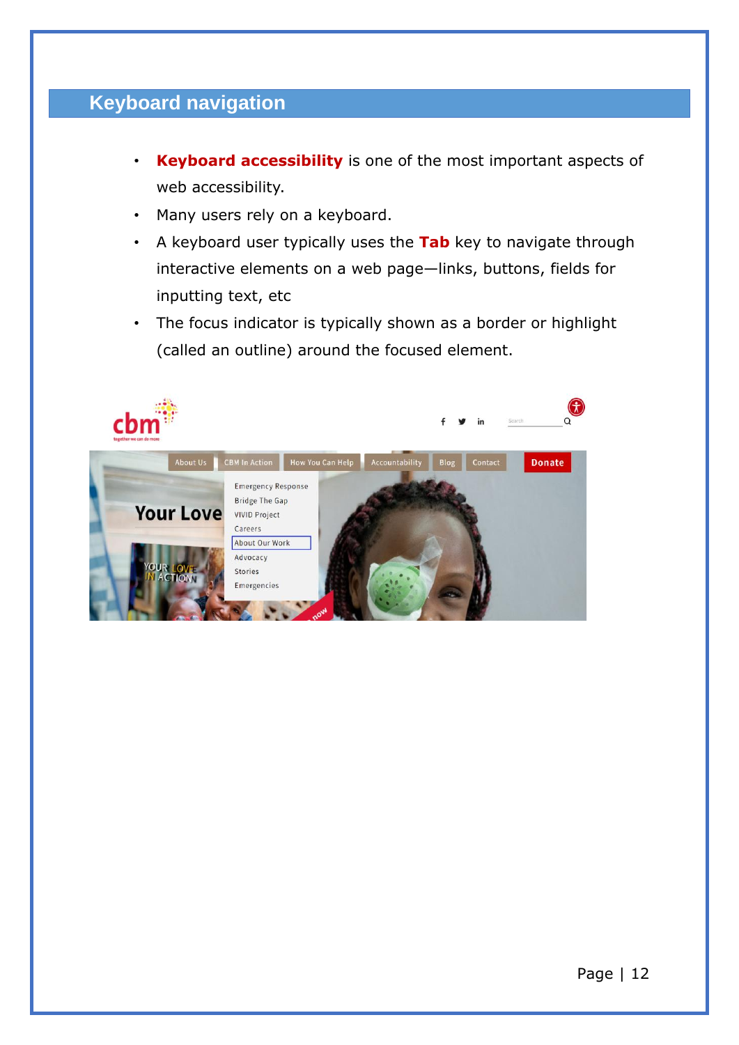## Keyboard navigation

- **Keyboard accessibility** is one of the most important aspects of web accessibility.
- Many users rely on a keyboard.
- A keyboard user typically uses the **Tab** key to navigate through interactive elements on a web page—links, buttons, fields for inputting text, etc
- The focus indicator is typically shown as a border or highlight (called an outline) around the focused element.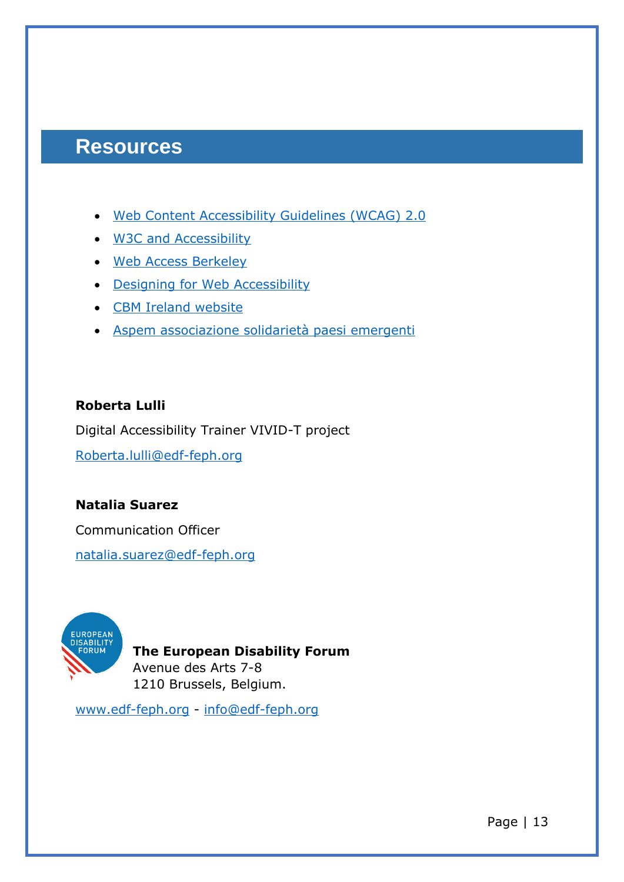## Resources

- Web Content Accessibility Guidelines (WCAG) 2.0
- W3C and Accessibility
- Web Access Berkeley
- Designing for Web Accessibility
- CBM Ireland website
- Aspem associazione solidarietà paesi emergenti

**Roberta Lulli**

Digital Accessibility Trainer VIVID-T project

Roberta.lulli@edf-feph.org

**Natalia Suarez**

Communication Officer

natalia.suarez@edf-feph.org

**The European Disability Forum**
Avenue des Arts 7-8
1210 Brussels, Belgium.

www.edf-feph.org - info@edf-feph.org